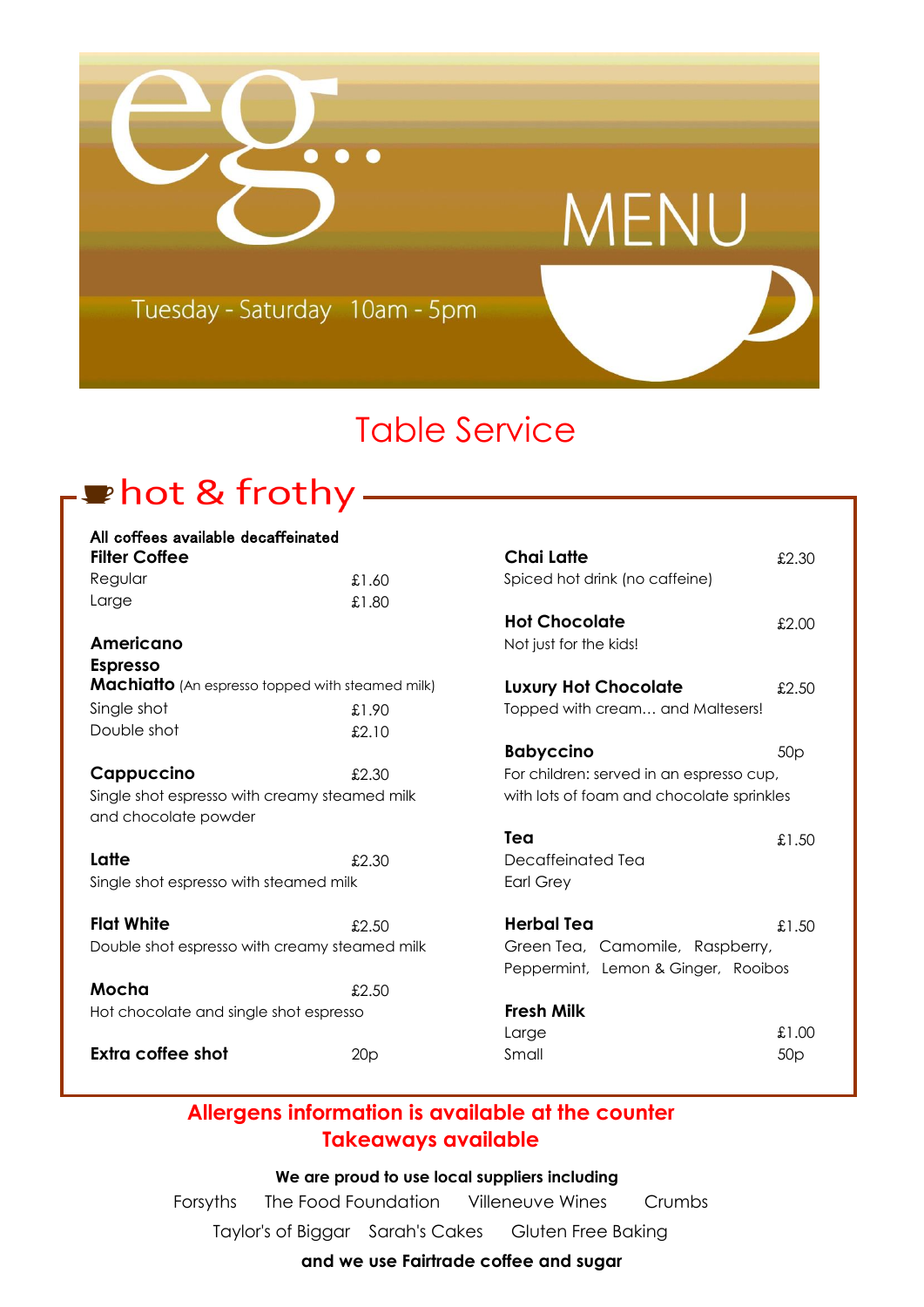# eg...

# MENU

Tuesday - Saturday 10am - 5pm

## Table Service

## hot & frothy

**All coffees available decaffeinated**

**Filter Coffee**

| | |
|---|---|
| Regular | £1.60 |
| Large | £1.80 |

**Americano**
**Espresso**
**Machiatto** (An espresso topped with steamed milk)

| | |
|---|---|
| Single shot | £1.90 |
| Double shot | £2.10 |

**Cappuccino** £2.30
Single shot espresso with creamy steamed milk and chocolate powder

**Latte** £2.30
Single shot espresso with steamed milk

**Flat White** £2.50
Double shot espresso with creamy steamed milk

**Mocha** £2.50
Hot chocolate and single shot espresso

**Extra coffee shot** 20p

**Chai Latte** £2.30
Spiced hot drink (no caffeine)

**Hot Chocolate** £2.00
Not just for the kids!

**Luxury Hot Chocolate** £2.50
Topped with cream... and Maltesers!

**Babyccino** 50p
For children: served in an espresso cup, with lots of foam and chocolate sprinkles

**Tea** £1.50
Decaffeinated Tea
Earl Grey

**Herbal Tea** £1.50
Green Tea, Camomile, Raspberry, Peppermint, Lemon & Ginger, Rooibos

**Fresh Milk**

| | |
|---|---|
| Large | £1.00 |
| Small | 50p |

**Allergens information is available at the counter**

**Takeaways available**

**We are proud to use local suppliers including**

Forsyths The Food Foundation Villeneuve Wines Crumbs

Taylor's of Biggar Sarah's Cakes Gluten Free Baking

**and we use Fairtrade coffee and sugar**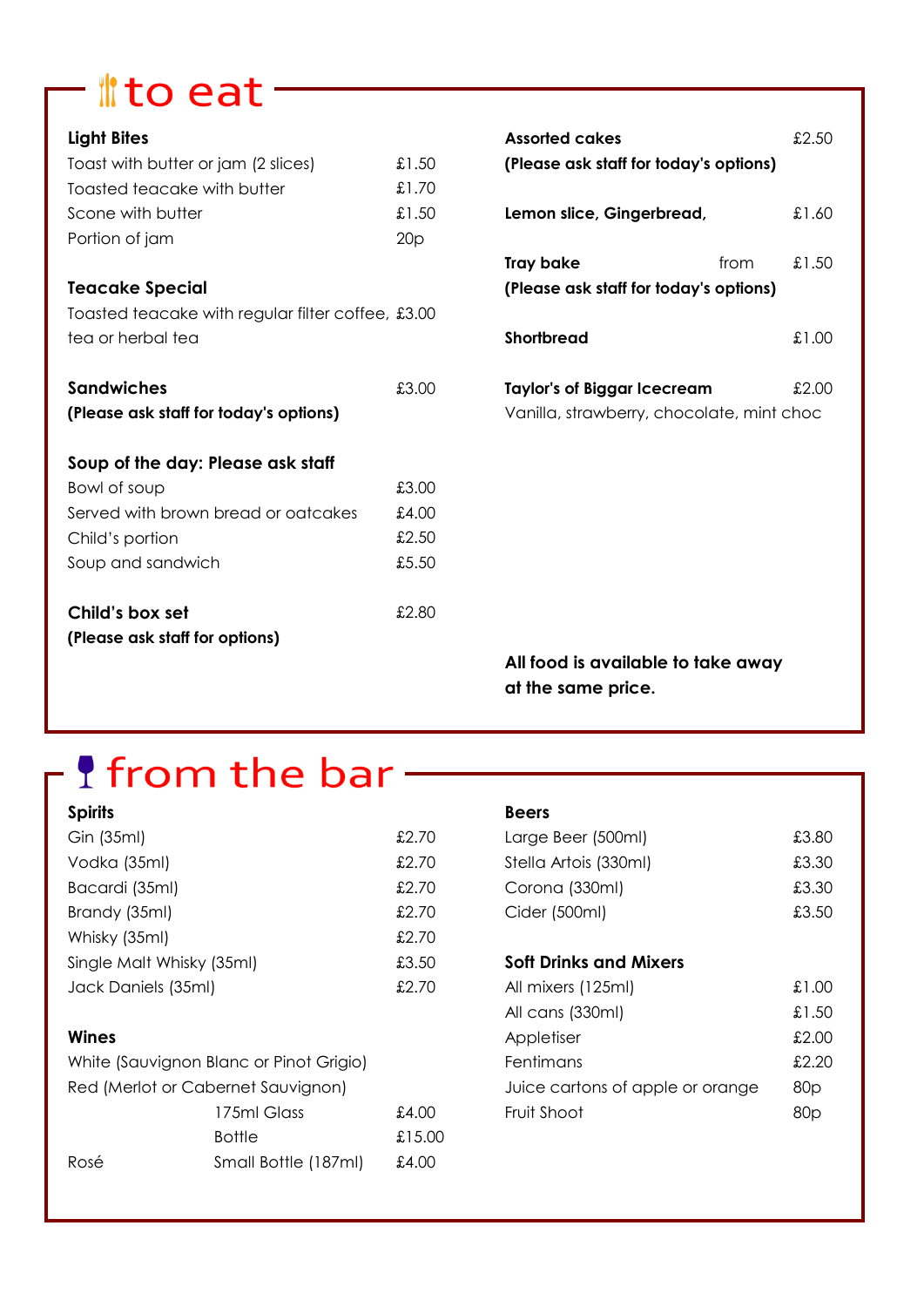# to eat

### Light Bites

| | |
|---|---|
| Toast with butter or jam (2 slices) | £1.50 |
| Toasted teacake with butter | £1.70 |
| Scone with butter | £1.50 |
| Portion of jam | 20p |

### Teacake Special

Toasted teacake with regular filter coffee, tea or herbal tea — £3.00

### Sandwiches — £3.00

**(Please ask staff for today's options)**

### Soup of the day: Please ask staff

| | |
|---|---|
| Bowl of soup | £3.00 |
| Served with brown bread or oatcakes | £4.00 |
| Child's portion | £2.50 |
| Soup and sandwich | £5.50 |

### Child's box set — £2.80

**(Please ask staff for options)**

**Assorted cakes** — £2.50
**(Please ask staff for today's options)**

**Lemon slice, Gingerbread,** — £1.60

**Tray bake** — from £1.50
**(Please ask staff for today's options)**

**Shortbread** — £1.00

**Taylor's of Biggar Icecream** — £2.00
Vanilla, strawberry, chocolate, mint choc

**All food is available to take away at the same price.**

# from the bar

### Spirits

| | |
|---|---|
| Gin (35ml) | £2.70 |
| Vodka (35ml) | £2.70 |
| Bacardi (35ml) | £2.70 |
| Brandy (35ml) | £2.70 |
| Whisky (35ml) | £2.70 |
| Single Malt Whisky (35ml) | £3.50 |
| Jack Daniels (35ml) | £2.70 |

### Wines

White (Sauvignon Blanc or Pinot Grigio)
Red (Merlot or Cabernet Sauvignon)

| | | |
|---|---|---|
| | 175ml Glass | £4.00 |
| | Bottle | £15.00 |
| Rosé | Small Bottle (187ml) | £4.00 |

### Beers

| | |
|---|---|
| Large Beer (500ml) | £3.80 |
| Stella Artois (330ml) | £3.30 |
| Corona (330ml) | £3.30 |
| Cider (500ml) | £3.50 |

### Soft Drinks and Mixers

| | |
|---|---|
| All mixers (125ml) | £1.00 |
| All cans (330ml) | £1.50 |
| Appletiser | £2.00 |
| Fentimans | £2.20 |
| Juice cartons of apple or orange | 80p |
| Fruit Shoot | 80p |